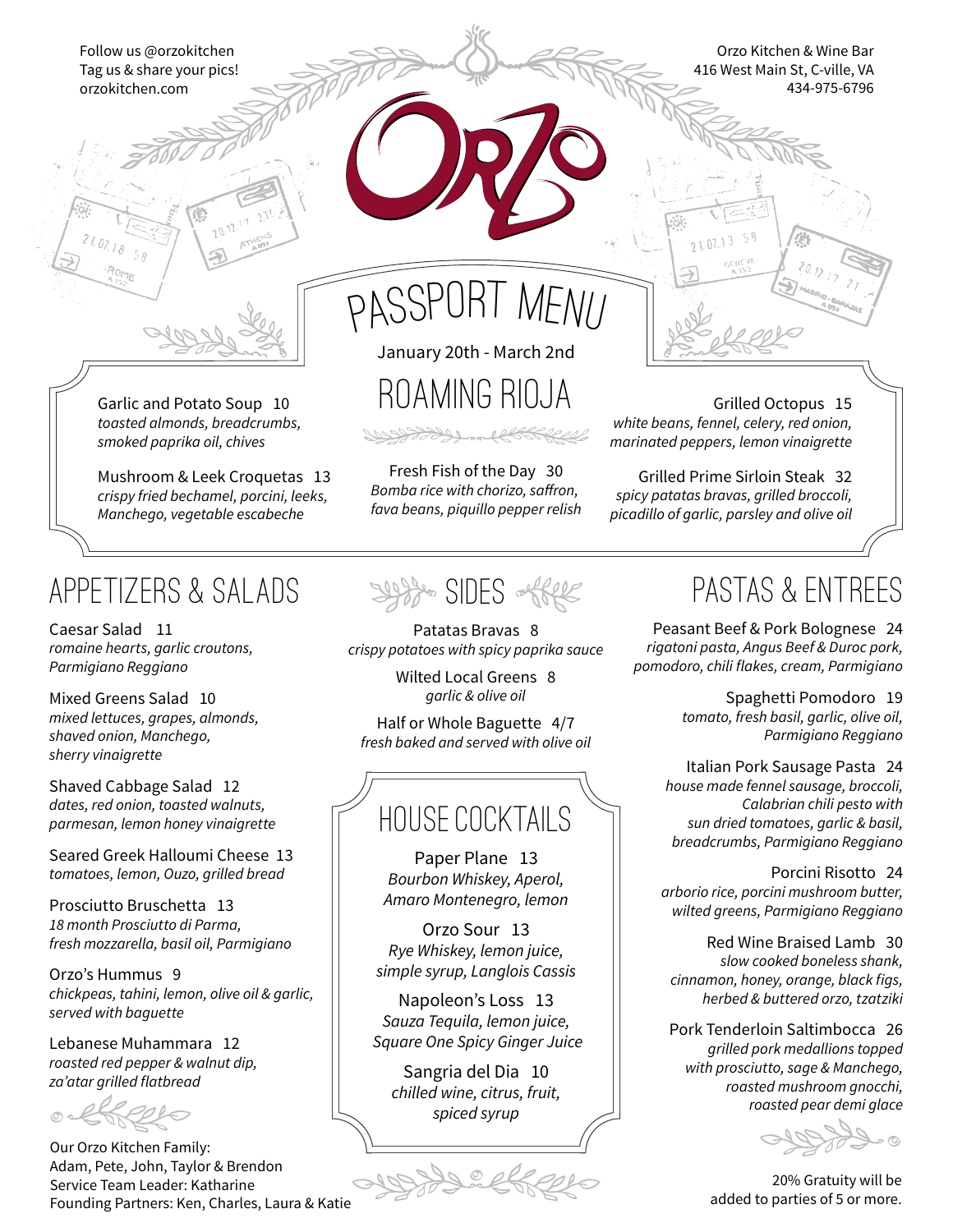Follow us @orzokitchen
Tag us & share your pics!
orzokitchen.com

Orzo Kitchen & Wine Bar
416 West Main St, C-ville, VA
434-975-6796

# ORZO

## PASSPORT MENU

January 20th - March 2nd

## ROAMING RIOJA

Garlic and Potato Soup 10
*toasted almonds, breadcrumbs, smoked paprika oil, chives*

Mushroom & Leek Croquetas 13
*crispy fried bechamel, porcini, leeks, Manchego, vegetable escabeche*

Fresh Fish of the Day 30
*Bomba rice with chorizo, saffron, fava beans, piquillo pepper relish*

Grilled Octopus 15
*white beans, fennel, celery, red onion, marinated peppers, lemon vinaigrette*

Grilled Prime Sirloin Steak 32
*spicy patatas bravas, grilled broccoli, picadillo of garlic, parsley and olive oil*

## APPETIZERS & SALADS

Caesar Salad 11
*romaine hearts, garlic croutons, Parmigiano Reggiano*

Mixed Greens Salad 10
*mixed lettuces, grapes, almonds, shaved onion, Manchego, sherry vinaigrette*

Shaved Cabbage Salad 12
*dates, red onion, toasted walnuts, parmesan, lemon honey vinaigrette*

Seared Greek Halloumi Cheese 13
*tomatoes, lemon, Ouzo, grilled bread*

Prosciutto Bruschetta 13
*18 month Prosciutto di Parma, fresh mozzarella, basil oil, Parmigiano*

Orzo's Hummus 9
*chickpeas, tahini, lemon, olive oil & garlic, served with baguette*

Lebanese Muhammara 12
*roasted red pepper & walnut dip, za'atar grilled flatbread*

Our Orzo Kitchen Family:
Adam, Pete, John, Taylor & Brendon
Service Team Leader: Katharine
Founding Partners: Ken, Charles, Laura & Katie

## SIDES

Patatas Bravas 8
*crispy potatoes with spicy paprika sauce*

Wilted Local Greens 8
*garlic & olive oil*

Half or Whole Baguette 4/7
*fresh baked and served with olive oil*

## HOUSE COCKTAILS

Paper Plane 13
*Bourbon Whiskey, Aperol, Amaro Montenegro, lemon*

Orzo Sour 13
*Rye Whiskey, lemon juice, simple syrup, Langlois Cassis*

Napoleon's Loss 13
*Sauza Tequila, lemon juice, Square One Spicy Ginger Juice*

Sangria del Dia 10
*chilled wine, citrus, fruit, spiced syrup*

## PASTAS & ENTREES

Peasant Beef & Pork Bolognese 24
*rigatoni pasta, Angus Beef & Duroc pork, pomodoro, chili flakes, cream, Parmigiano*

Spaghetti Pomodoro 19
*tomato, fresh basil, garlic, olive oil, Parmigiano Reggiano*

Italian Pork Sausage Pasta 24
*house made fennel sausage, broccoli, Calabrian chili pesto with sun dried tomatoes, garlic & basil, breadcrumbs, Parmigiano Reggiano*

Porcini Risotto 24
*arborio rice, porcini mushroom butter, wilted greens, Parmigiano Reggiano*

Red Wine Braised Lamb 30
*slow cooked boneless shank, cinnamon, honey, orange, black figs, herbed & buttered orzo, tzatziki*

Pork Tenderloin Saltimbocca 26
*grilled pork medallions topped with prosciutto, sage & Manchego, roasted mushroom gnocchi, roasted pear demi glace*

20% Gratuity will be added to parties of 5 or more.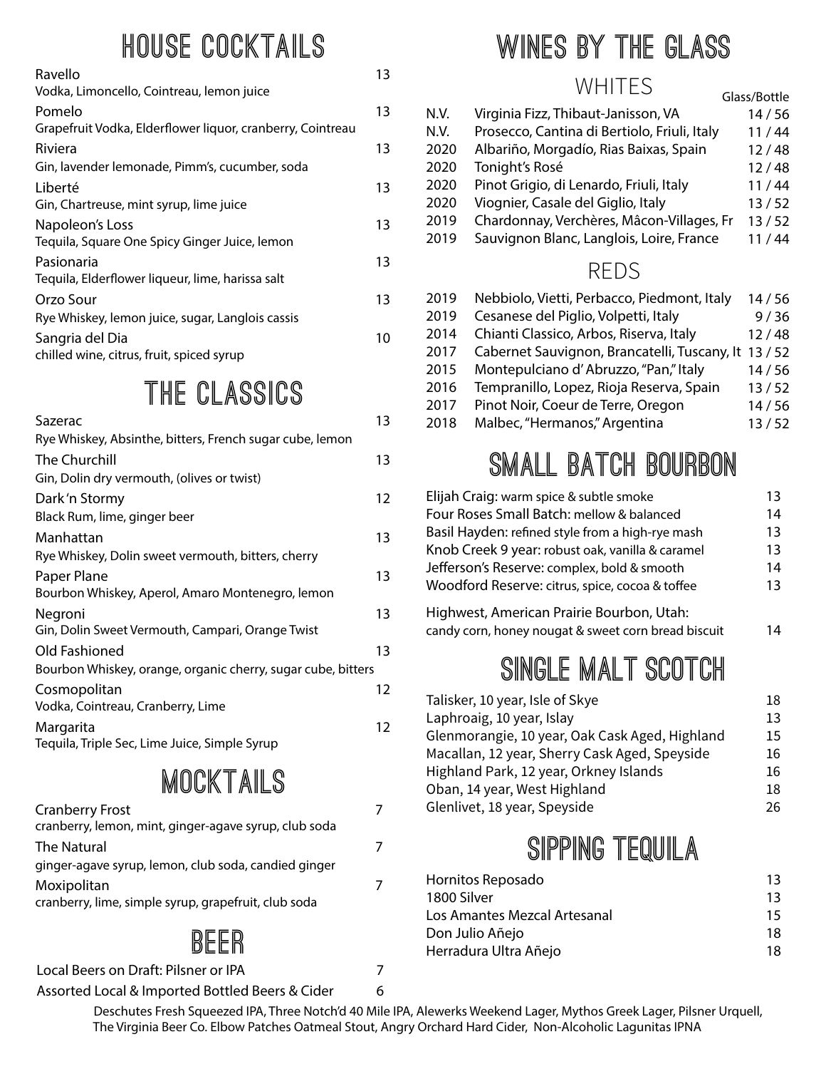# HOUSE COCKTAILS

| | |
|---|---|
| Ravello<br>Vodka, Limoncello, Cointreau, lemon juice | 13 |
| Pomelo<br>Grapefruit Vodka, Elderflower liquor, cranberry, Cointreau | 13 |
| Riviera<br>Gin, lavender lemonade, Pimm's, cucumber, soda | 13 |
| Liberté<br>Gin, Chartreuse, mint syrup, lime juice | 13 |
| Napoleon's Loss<br>Tequila, Square One Spicy Ginger Juice, lemon | 13 |
| Pasionaria<br>Tequila, Elderflower liqueur, lime, harissa salt | 13 |
| Orzo Sour<br>Rye Whiskey, lemon juice, sugar, Langlois cassis | 13 |
| Sangria del Dia<br>chilled wine, citrus, fruit, spiced syrup | 10 |

# THE CLASSICS

| | |
|---|---|
| Sazerac<br>Rye Whiskey, Absinthe, bitters, French sugar cube, lemon | 13 |
| The Churchill<br>Gin, Dolin dry vermouth, (olives or twist) | 13 |
| Dark 'n Stormy<br>Black Rum, lime, ginger beer | 12 |
| Manhattan<br>Rye Whiskey, Dolin sweet vermouth, bitters, cherry | 13 |
| Paper Plane<br>Bourbon Whiskey, Aperol, Amaro Montenegro, lemon | 13 |
| Negroni<br>Gin, Dolin Sweet Vermouth, Campari, Orange Twist | 13 |
| Old Fashioned<br>Bourbon Whiskey, orange, organic cherry, sugar cube, bitters | 13 |
| Cosmopolitan<br>Vodka, Cointreau, Cranberry, Lime | 12 |
| Margarita<br>Tequila, Triple Sec, Lime Juice, Simple Syrup | 12 |

# MOCKTAILS

| | |
|---|---|
| Cranberry Frost<br>cranberry, lemon, mint, ginger-agave syrup, club soda | 7 |
| The Natural<br>ginger-agave syrup, lemon, club soda, candied ginger | 7 |
| Moxipolitan<br>cranberry, lime, simple syrup, grapefruit, club soda | 7 |

# BEER

| | |
|---|---|
| Local Beers on Draft: Pilsner or IPA | 7 |
| Assorted Local & Imported Bottled Beers & Cider | 6 |

Deschutes Fresh Squeezed IPA, Three Notch'd 40 Mile IPA, Alewerks Weekend Lager, Mythos Greek Lager, Pilsner Urquell, The Virginia Beer Co. Elbow Patches Oatmeal Stout, Angry Orchard Hard Cider, Non-Alcoholic Lagunitas IPNA

# WINES BY THE GLASS

## WHITES

| | | Glass/Bottle |
|---|---|---|
| N.V. | Virginia Fizz, Thibaut-Janisson, VA | 14 / 56 |
| N.V. | Prosecco, Cantina di Bertiolo, Friuli, Italy | 11 / 44 |
| 2020 | Albariño, Morgadío, Rias Baixas, Spain | 12 / 48 |
| 2020 | Tonight's Rosé | 12 / 48 |
| 2020 | Pinot Grigio, di Lenardo, Friuli, Italy | 11 / 44 |
| 2020 | Viognier, Casale del Giglio, Italy | 13 / 52 |
| 2019 | Chardonnay, Verchères, Mâcon-Villages, Fr | 13 / 52 |
| 2019 | Sauvignon Blanc, Langlois, Loire, France | 11 / 44 |

## REDS

| | | |
|---|---|---|
| 2019 | Nebbiolo, Vietti, Perbacco, Piedmont, Italy | 14 / 56 |
| 2019 | Cesanese del Piglio, Volpetti, Italy | 9 / 36 |
| 2014 | Chianti Classico, Arbos, Riserva, Italy | 12 / 48 |
| 2017 | Cabernet Sauvignon, Brancatelli, Tuscany, It | 13 / 52 |
| 2015 | Montepulciano d' Abruzzo, "Pan," Italy | 14 / 56 |
| 2016 | Tempranillo, Lopez, Rioja Reserva, Spain | 13 / 52 |
| 2017 | Pinot Noir, Coeur de Terre, Oregon | 14 / 56 |
| 2018 | Malbec, "Hermanos," Argentina | 13 / 52 |

# SMALL BATCH BOURBON

| | |
|---|---|
| Elijah Craig: warm spice & subtle smoke | 13 |
| Four Roses Small Batch: mellow & balanced | 14 |
| Basil Hayden: refined style from a high-rye mash | 13 |
| Knob Creek 9 year: robust oak, vanilla & caramel | 13 |
| Jefferson's Reserve: complex, bold & smooth | 14 |
| Woodford Reserve: citrus, spice, cocoa & toffee | 13 |
| Highwest, American Prairie Bourbon, Utah:<br>candy corn, honey nougat & sweet corn bread biscuit | 14 |

# SINGLE MALT SCOTCH

| | |
|---|---|
| Talisker, 10 year, Isle of Skye | 18 |
| Laphroaig, 10 year, Islay | 13 |
| Glenmorangie, 10 year, Oak Cask Aged, Highland | 15 |
| Macallan, 12 year, Sherry Cask Aged, Speyside | 16 |
| Highland Park, 12 year, Orkney Islands | 16 |
| Oban, 14 year, West Highland | 18 |
| Glenlivet, 18 year, Speyside | 26 |

# SIPPING TEQUILA

| | |
|---|---|
| Hornitos Reposado | 13 |
| 1800 Silver | 13 |
| Los Amantes Mezcal Artesanal | 15 |
| Don Julio Añejo | 18 |
| Herradura Ultra Añejo | 18 |